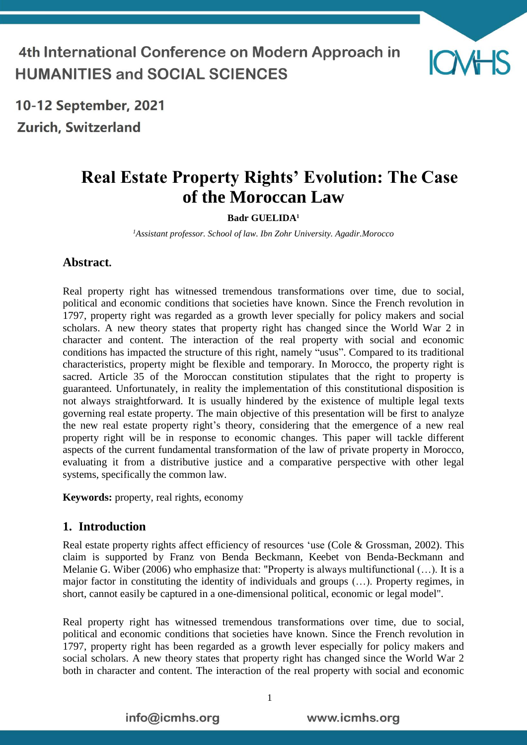# Real Estate Property Rights' Evolution: The Case of the Moroccan Law

**Badr GUELIDA**[1]

[1]*Assistant professor. School of law. Ibn Zohr University. Agadir.Morocco*

## Abstract.

Real property right has witnessed tremendous transformations over time, due to social, political and economic conditions that societies have known. Since the French revolution in 1797, property right was regarded as a growth lever specially for policy makers and social scholars. A new theory states that property right has changed since the World War 2 in character and content. The interaction of the real property with social and economic conditions has impacted the structure of this right, namely "usus". Compared to its traditional characteristics, property might be flexible and temporary. In Morocco, the property right is sacred. Article 35 of the Moroccan constitution stipulates that the right to property is guaranteed. Unfortunately, in reality the implementation of this constitutional disposition is not always straightforward. It is usually hindered by the existence of multiple legal texts governing real estate property. The main objective of this presentation will be first to analyze the new real estate property right's theory, considering that the emergence of a new real property right will be in response to economic changes. This paper will tackle different aspects of the current fundamental transformation of the law of private property in Morocco, evaluating it from a distributive justice and a comparative perspective with other legal systems, specifically the common law.

**Keywords:** property, real rights, economy

## 1. Introduction

Real estate property rights affect efficiency of resources 'use (Cole & Grossman, 2002). This claim is supported by Franz von Benda Beckmann, Keebet von Benda-Beckmann and Melanie G. Wiber (2006) who emphasize that: "Property is always multifunctional (…). It is a major factor in constituting the identity of individuals and groups (…). Property regimes, in short, cannot easily be captured in a one-dimensional political, economic or legal model".

Real property right has witnessed tremendous transformations over time, due to social, political and economic conditions that societies have known. Since the French revolution in 1797, property right has been regarded as a growth lever especially for policy makers and social scholars. A new theory states that property right has changed since the World War 2 both in character and content. The interaction of the real property with social and economic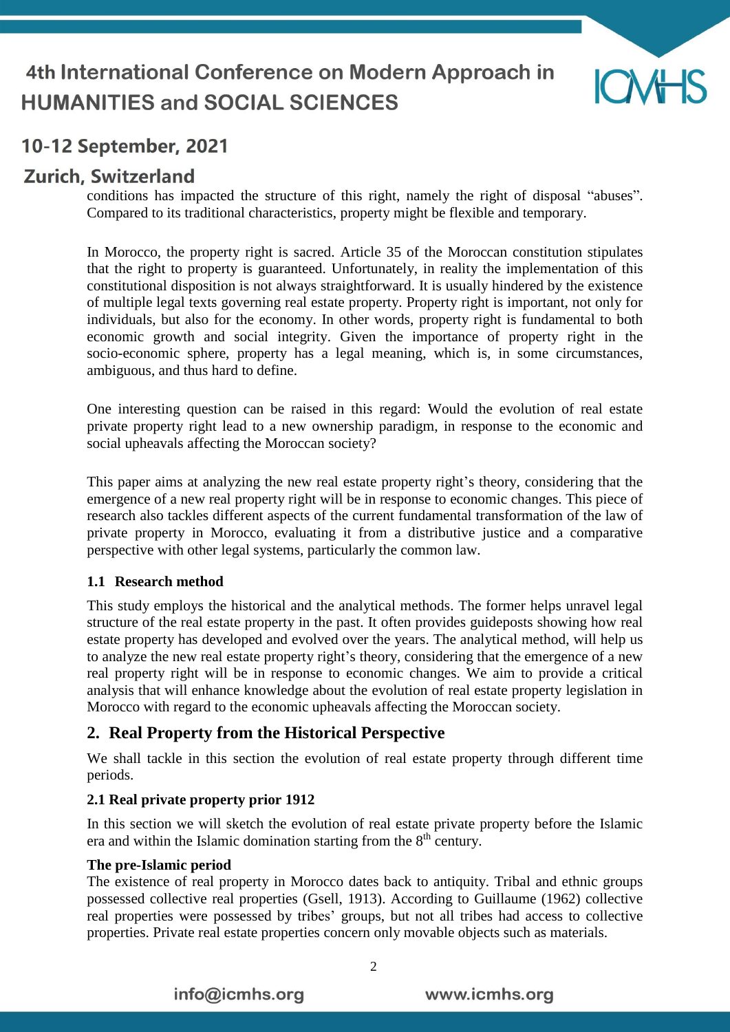conditions has impacted the structure of this right, namely the right of disposal "abuses". Compared to its traditional characteristics, property might be flexible and temporary.

In Morocco, the property right is sacred. Article 35 of the Moroccan constitution stipulates that the right to property is guaranteed. Unfortunately, in reality the implementation of this constitutional disposition is not always straightforward. It is usually hindered by the existence of multiple legal texts governing real estate property. Property right is important, not only for individuals, but also for the economy. In other words, property right is fundamental to both economic growth and social integrity. Given the importance of property right in the socio-economic sphere, property has a legal meaning, which is, in some circumstances, ambiguous, and thus hard to define.

One interesting question can be raised in this regard: Would the evolution of real estate private property right lead to a new ownership paradigm, in response to the economic and social upheavals affecting the Moroccan society?

This paper aims at analyzing the new real estate property right's theory, considering that the emergence of a new real property right will be in response to economic changes. This piece of research also tackles different aspects of the current fundamental transformation of the law of private property in Morocco, evaluating it from a distributive justice and a comparative perspective with other legal systems, particularly the common law.

### 1.1 Research method

This study employs the historical and the analytical methods. The former helps unravel legal structure of the real estate property in the past. It often provides guideposts showing how real estate property has developed and evolved over the years. The analytical method, will help us to analyze the new real estate property right's theory, considering that the emergence of a new real property right will be in response to economic changes. We aim to provide a critical analysis that will enhance knowledge about the evolution of real estate property legislation in Morocco with regard to the economic upheavals affecting the Moroccan society.

## 2. Real Property from the Historical Perspective

We shall tackle in this section the evolution of real estate property through different time periods.

### 2.1 Real private property prior 1912

In this section we will sketch the evolution of real estate private property before the Islamic era and within the Islamic domination starting from the 8th century.

**The pre-Islamic period**

The existence of real property in Morocco dates back to antiquity. Tribal and ethnic groups possessed collective real properties (Gsell, 1913). According to Guillaume (1962) collective real properties were possessed by tribes' groups, but not all tribes had access to collective properties. Private real estate properties concern only movable objects such as materials.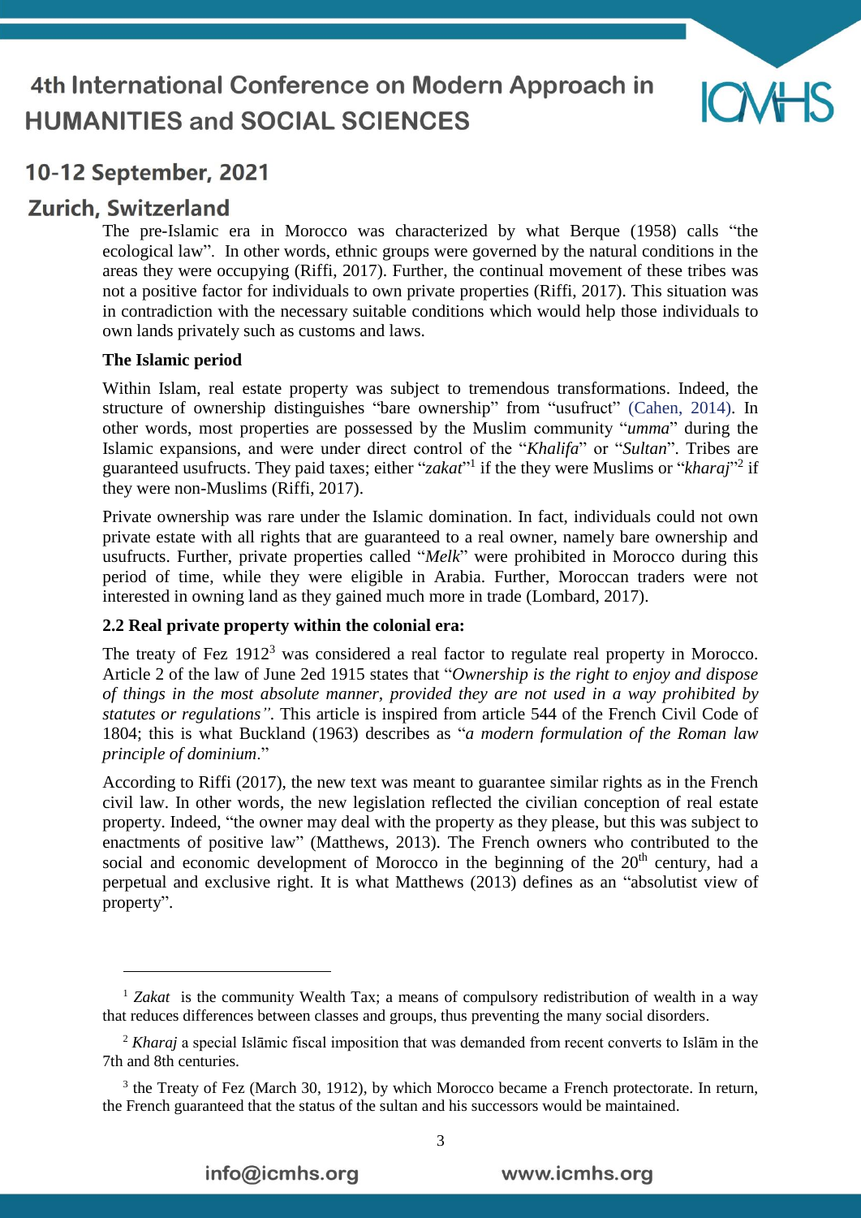The pre-Islamic era in Morocco was characterized by what Berque (1958) calls "the ecological law". In other words, ethnic groups were governed by the natural conditions in the areas they were occupying (Riffi, 2017). Further, the continual movement of these tribes was not a positive factor for individuals to own private properties (Riffi, 2017). This situation was in contradiction with the necessary suitable conditions which would help those individuals to own lands privately such as customs and laws.

**The Islamic period**

Within Islam, real estate property was subject to tremendous transformations. Indeed, the structure of ownership distinguishes "bare ownership" from "usufruct" (Cahen, 2014). In other words, most properties are possessed by the Muslim community "*umma*" during the Islamic expansions, and were under direct control of the "*Khalifa*" or "*Sultan*". Tribes are guaranteed usufructs. They paid taxes; either "*zakat*"[1] if the they were Muslims or "*kharaj*"[2] if they were non-Muslims (Riffi, 2017).

Private ownership was rare under the Islamic domination. In fact, individuals could not own private estate with all rights that are guaranteed to a real owner, namely bare ownership and usufructs. Further, private properties called "*Melk*" were prohibited in Morocco during this period of time, while they were eligible in Arabia. Further, Moroccan traders were not interested in owning land as they gained much more in trade (Lombard, 2017).

**2.2 Real private property within the colonial era:**

The treaty of Fez 1912[3] was considered a real factor to regulate real property in Morocco. Article 2 of the law of June 2ed 1915 states that "*Ownership is the right to enjoy and dispose of things in the most absolute manner, provided they are not used in a way prohibited by statutes or regulations"*. This article is inspired from article 544 of the French Civil Code of 1804; this is what Buckland (1963) describes as "*a modern formulation of the Roman law principle of dominium*."

According to Riffi (2017), the new text was meant to guarantee similar rights as in the French civil law. In other words, the new legislation reflected the civilian conception of real estate property. Indeed, "the owner may deal with the property as they please, but this was subject to enactments of positive law" (Matthews, 2013). The French owners who contributed to the social and economic development of Morocco in the beginning of the 20th century, had a perpetual and exclusive right. It is what Matthews (2013) defines as an "absolutist view of property".

---

[1] *Zakat* is the community Wealth Tax; a means of compulsory redistribution of wealth in a way that reduces differences between classes and groups, thus preventing the many social disorders.

[2] *Kharaj* a special Islāmic fiscal imposition that was demanded from recent converts to Islām in the 7th and 8th centuries.

[3] the Treaty of Fez (March 30, 1912), by which Morocco became a French protectorate. In return, the French guaranteed that the status of the sultan and his successors would be maintained.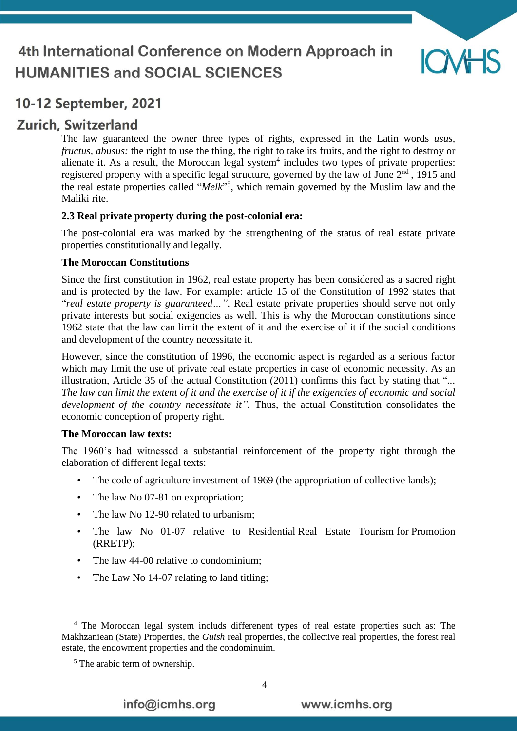The law guaranteed the owner three types of rights, expressed in the Latin words *usus, fructus, abusus:* the right to use the thing, the right to take its fruits, and the right to destroy or alienate it. As a result, the Moroccan legal system[4] includes two types of private properties: registered property with a specific legal structure, governed by the law of June 2nd , 1915 and the real estate properties called "*Melk*"[5], which remain governed by the Muslim law and the Maliki rite.

**2.3 Real private property during the post-colonial era:**

The post-colonial era was marked by the strengthening of the status of real estate private properties constitutionally and legally.

**The Moroccan Constitutions**

Since the first constitution in 1962, real estate property has been considered as a sacred right and is protected by the law. For example: article 15 of the Constitution of 1992 states that "*real estate property is guaranteed…".* Real estate private properties should serve not only private interests but social exigencies as well. This is why the Moroccan constitutions since 1962 state that the law can limit the extent of it and the exercise of it if the social conditions and development of the country necessitate it.

However, since the constitution of 1996, the economic aspect is regarded as a serious factor which may limit the use of private real estate properties in case of economic necessity. As an illustration, Article 35 of the actual Constitution (2011) confirms this fact by stating that "*... The law can limit the extent of it and the exercise of it if the exigencies of economic and social development of the country necessitate it".* Thus, the actual Constitution consolidates the economic conception of property right.

**The Moroccan law texts:**

The 1960's had witnessed a substantial reinforcement of the property right through the elaboration of different legal texts:

- The code of agriculture investment of 1969 (the appropriation of collective lands);
- The law No 07-81 on expropriation;
- The law No 12-90 related to urbanism;
- The law No 01-07 relative to Residential Real Estate Tourism for Promotion (RRETP);
- The law 44-00 relative to condominium;
- The Law No 14-07 relating to land titling;

---

[4] The Moroccan legal system includs different types of real estate properties such as: The Makhzaniean (State) Properties, the *Guish* real properties, the collective real properties, the forest real estate, the endowment properties and the condominuim.

[5] The arabic term of ownership.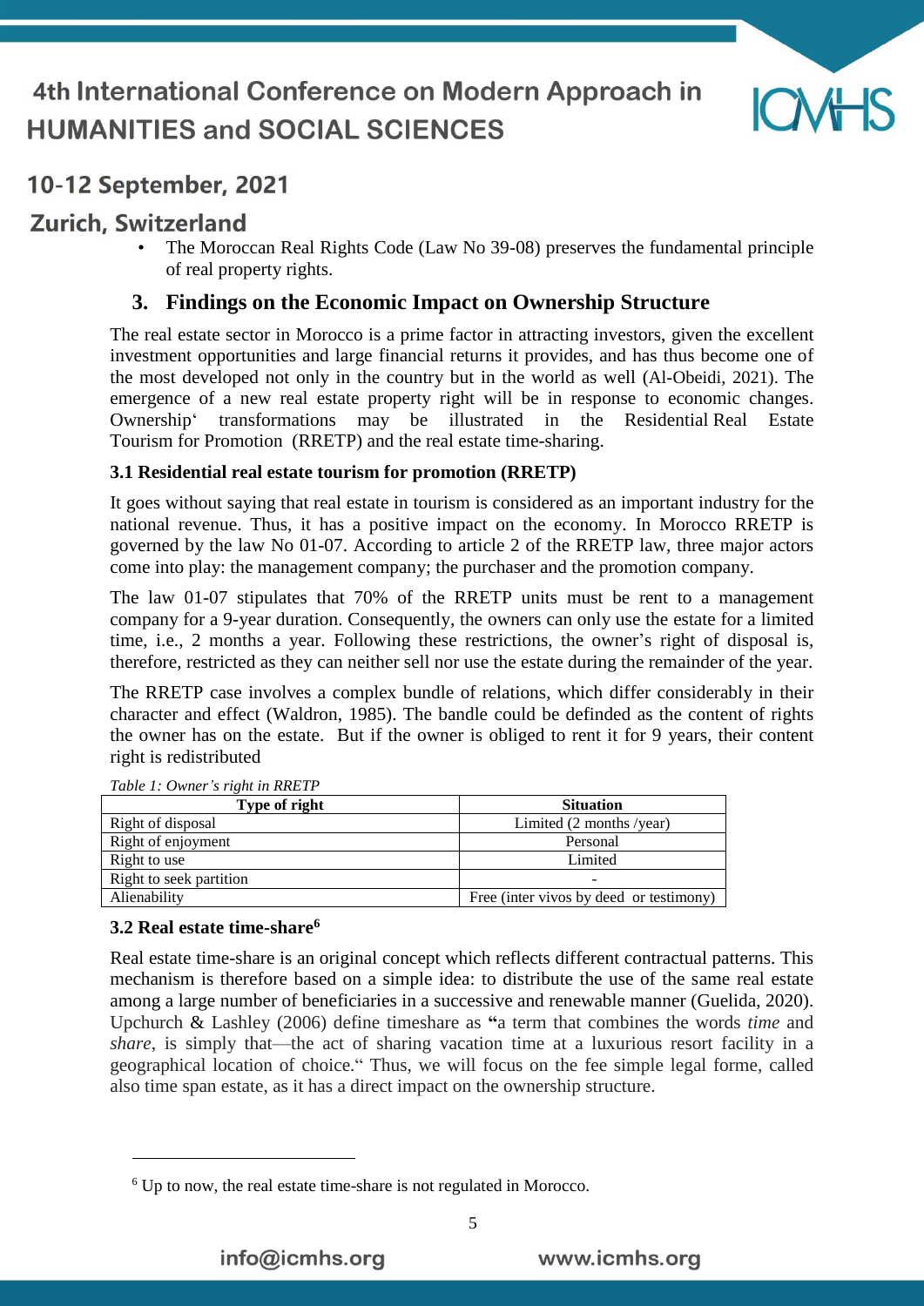- The Moroccan Real Rights Code (Law No 39-08) preserves the fundamental principle of real property rights.

## 3. Findings on the Economic Impact on Ownership Structure

The real estate sector in Morocco is a prime factor in attracting investors, given the excellent investment opportunities and large financial returns it provides, and has thus become one of the most developed not only in the country but in the world as well (Al-Obeidi, 2021). The emergence of a new real estate property right will be in response to economic changes. Ownership' transformations may be illustrated in the Residential Real Estate Tourism for Promotion (RRETP) and the real estate time-sharing.

### 3.1 Residential real estate tourism for promotion (RRETP)

It goes without saying that real estate in tourism is considered as an important industry for the national revenue. Thus, it has a positive impact on the economy. In Morocco RRETP is governed by the law No 01-07. According to article 2 of the RRETP law, three major actors come into play: the management company; the purchaser and the promotion company.

The law 01-07 stipulates that 70% of the RRETP units must be rent to a management company for a 9-year duration. Consequently, the owners can only use the estate for a limited time, i.e., 2 months a year. Following these restrictions, the owner's right of disposal is, therefore, restricted as they can neither sell nor use the estate during the remainder of the year.

The RRETP case involves a complex bundle of relations, which differ considerably in their character and effect (Waldron, 1985). The bandle could be definded as the content of rights the owner has on the estate. But if the owner is obliged to rent it for 9 years, their content right is redistributed

*Table 1: Owner's right in RRETP*

| Type of right | Situation |
| --- | --- |
| Right of disposal | Limited (2 months /year) |
| Right of enjoyment | Personal |
| Right to use | Limited |
| Right to seek partition | - |
| Alienability | Free (inter vivos by deed or testimony) |

### 3.2 Real estate time-share[6]

Real estate time-share is an original concept which reflects different contractual patterns. This mechanism is therefore based on a simple idea: to distribute the use of the same real estate among a large number of beneficiaries in a successive and renewable manner (Guelida, 2020). Upchurch & Lashley (2006) define timeshare as **"**a term that combines the words *time* and *share*, is simply that—the act of sharing vacation time at a luxurious resort facility in a geographical location of choice." Thus, we will focus on the fee simple legal forme, called also time span estate, as it has a direct impact on the ownership structure.

---

[6] Up to now, the real estate time-share is not regulated in Morocco.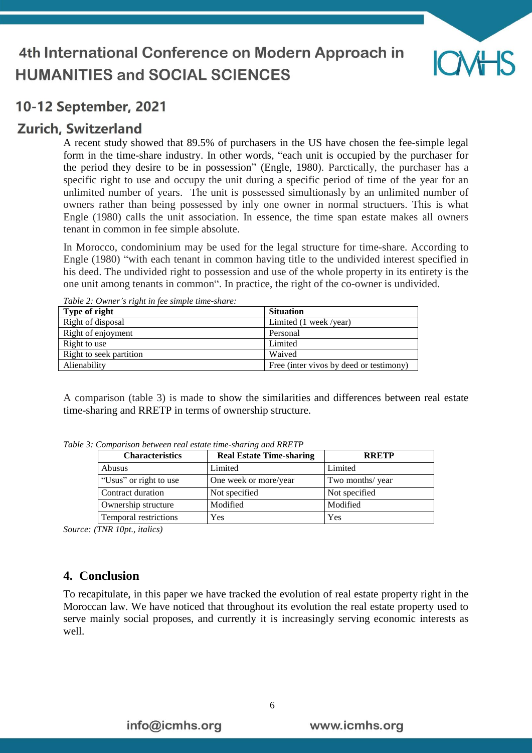A recent study showed that 89.5% of purchasers in the US have chosen the fee-simple legal form in the time-share industry. In other words, "each unit is occupied by the purchaser for the period they desire to be in possession" (Engle, 1980). Parctically, the purchaser has a specific right to use and occupy the unit during a specific period of time of the year for an unlimited number of years. The unit is possessed simultionasly by an unlimited number of owners rather than being possessed by inly one owner in normal structuers. This is what Engle (1980) calls the unit association. In essence, the time span estate makes all owners tenant in common in fee simple absolute.

In Morocco, condominium may be used for the legal structure for time-share. According to Engle (1980) "with each tenant in common having title to the undivided interest specified in his deed. The undivided right to possession and use of the whole property in its entirety is the one unit among tenants in common". In practice, the right of the co-owner is undivided.

*Table 2: Owner's right in fee simple time-share:*

| Type of right | Situation |
|---|---|
| Right of disposal | Limited (1 week /year) |
| Right of enjoyment | Personal |
| Right to use | Limited |
| Right to seek partition | Waived |
| Alienability | Free (inter vivos by deed or testimony) |

A comparison (table 3) is made to show the similarities and differences between real estate time-sharing and RRETP in terms of ownership structure.

*Table 3: Comparison between real estate time-sharing and RRETP*

| Characteristics | Real Estate Time-sharing | RRETP |
|---|---|---|
| Abusus | Limited | Limited |
| "Usus" or right to use | One week or more/year | Two months/ year |
| Contract duration | Not specified | Not specified |
| Ownership structure | Modified | Modified |
| Temporal restrictions | Yes | Yes |

*Source: (TNR 10pt., italics)*

## 4. Conclusion

To recapitulate, in this paper we have tracked the evolution of real estate property right in the Moroccan law. We have noticed that throughout its evolution the real estate property used to serve mainly social proposes, and currently it is increasingly serving economic interests as well.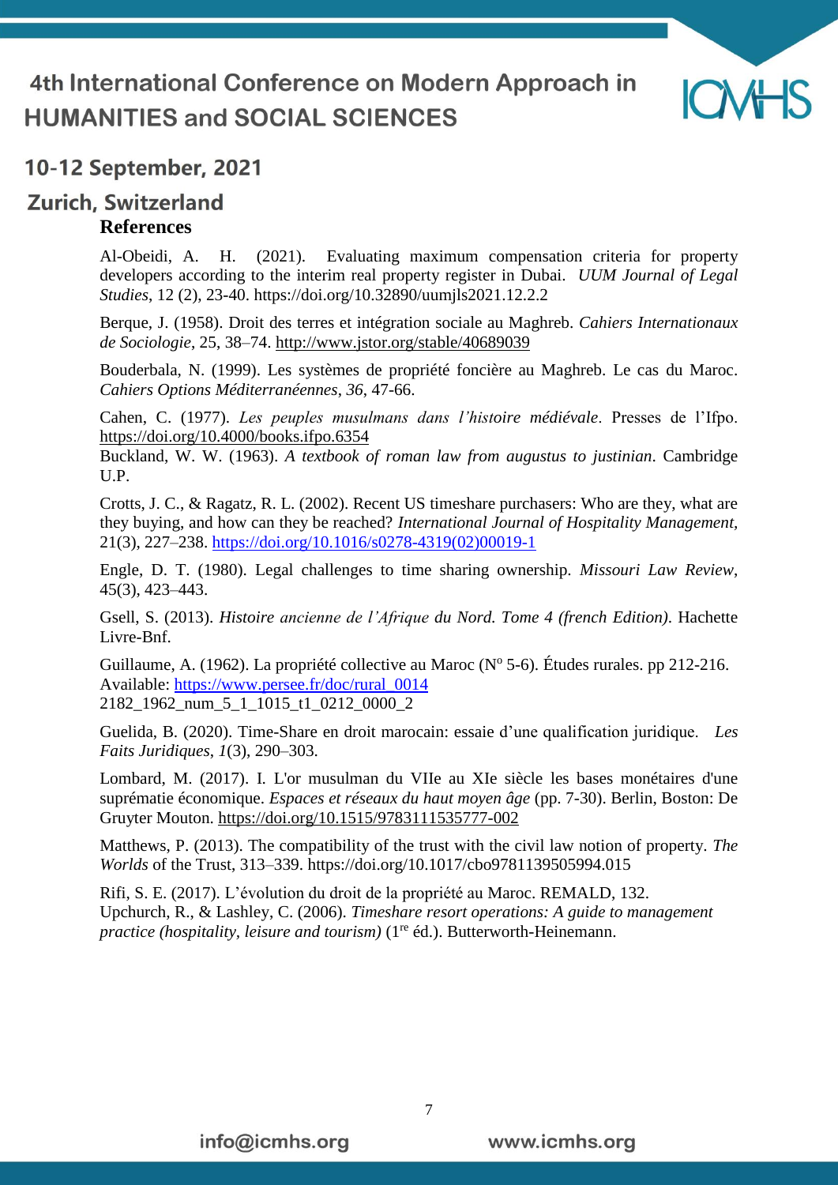## References

Al-Obeidi, A. H. (2021). Evaluating maximum compensation criteria for property developers according to the interim real property register in Dubai. *UUM Journal of Legal Studies*, 12 (2), 23-40. https://doi.org/10.32890/uumjls2021.12.2.2

Berque, J. (1958). Droit des terres et intégration sociale au Maghreb. *Cahiers Internationaux de Sociologie*, 25, 38–74. http://www.jstor.org/stable/40689039

Bouderbala, N. (1999). Les systèmes de propriété foncière au Maghreb. Le cas du Maroc. *Cahiers Options Méditerranéennes*, *36*, 47-66.

Cahen, C. (1977). *Les peuples musulmans dans l'histoire médiévale*. Presses de l'Ifpo. https://doi.org/10.4000/books.ifpo.6354

Buckland, W. W. (1963). *A textbook of roman law from augustus to justinian*. Cambridge U.P.

Crotts, J. C., & Ragatz, R. L. (2002). Recent US timeshare purchasers: Who are they, what are they buying, and how can they be reached? *International Journal of Hospitality Management*, 21(3), 227–238. https://doi.org/10.1016/s0278-4319(02)00019-1

Engle, D. T. (1980). Legal challenges to time sharing ownership. *Missouri Law Review*, 45(3), 423–443.

Gsell, S. (2013). *Histoire ancienne de l'Afrique du Nord. Tome 4 (french Edition)*. Hachette Livre-Bnf.

Guillaume, A. (1962). La propriété collective au Maroc (N° 5-6). Études rurales. pp 212-216. Available: https://www.persee.fr/doc/rural_0014 2182_1962_num_5_1_1015_t1_0212_0000_2

Guelida, B. (2020). Time-Share en droit marocain: essaie d'une qualification juridique. *Les Faits Juridiques*, *1*(3), 290–303.

Lombard, M. (2017). I. L'or musulman du VIIe au XIe siècle les bases monétaires d'une suprématie économique. *Espaces et réseaux du haut moyen âge* (pp. 7-30). Berlin, Boston: De Gruyter Mouton. https://doi.org/10.1515/9783111535777-002

Matthews, P. (2013). The compatibility of the trust with the civil law notion of property. *The Worlds* of the Trust, 313–339. https://doi.org/10.1017/cbo9781139505994.015

Rifi, S. E. (2017). L'évolution du droit de la propriété au Maroc. REMALD, 132.

Upchurch, R., & Lashley, C. (2006). *Timeshare resort operations: A guide to management practice (hospitality, leisure and tourism)* (1re éd.). Butterworth-Heinemann.